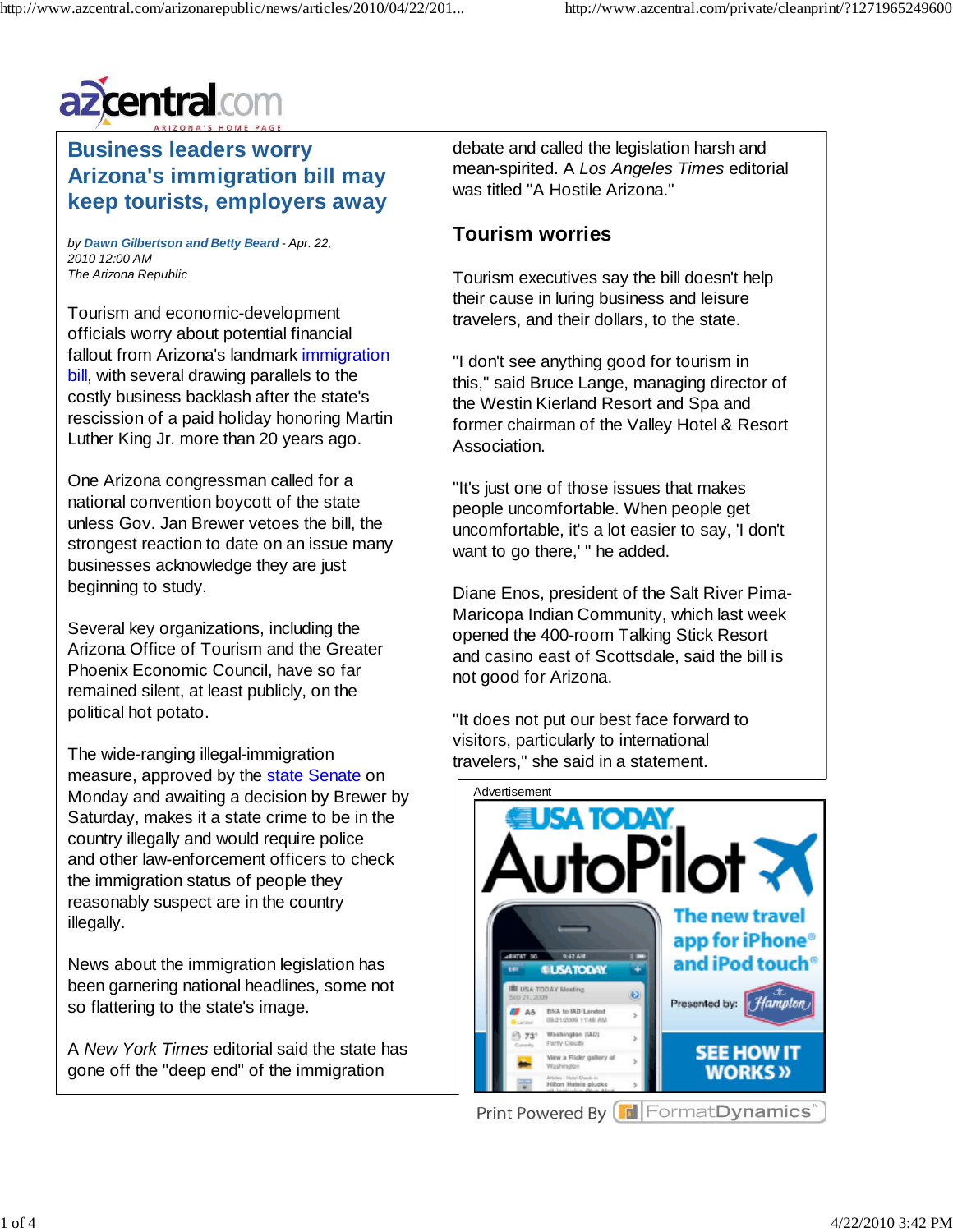# Business leaders worry Arizona's immigration bill may keep tourists, employers away

*by Dawn Gilbertson and Betty Beard - Apr. 22, 2010 12:00 AM*
*The Arizona Republic*

Tourism and economic-development officials worry about potential financial fallout from Arizona's landmark immigration bill, with several drawing parallels to the costly business backlash after the state's rescission of a paid holiday honoring Martin Luther King Jr. more than 20 years ago.

One Arizona congressman called for a national convention boycott of the state unless Gov. Jan Brewer vetoes the bill, the strongest reaction to date on an issue many businesses acknowledge they are just beginning to study.

Several key organizations, including the Arizona Office of Tourism and the Greater Phoenix Economic Council, have so far remained silent, at least publicly, on the political hot potato.

The wide-ranging illegal-immigration measure, approved by the state Senate on Monday and awaiting a decision by Brewer by Saturday, makes it a state crime to be in the country illegally and would require police and other law-enforcement officers to check the immigration status of people they reasonably suspect are in the country illegally.

News about the immigration legislation has been garnering national headlines, some not so flattering to the state's image.

A *New York Times* editorial said the state has gone off the "deep end" of the immigration debate and called the legislation harsh and mean-spirited. A *Los Angeles Times* editorial was titled "A Hostile Arizona."

## Tourism worries

Tourism executives say the bill doesn't help their cause in luring business and leisure travelers, and their dollars, to the state.

"I don't see anything good for tourism in this," said Bruce Lange, managing director of the Westin Kierland Resort and Spa and former chairman of the Valley Hotel & Resort Association.

"It's just one of those issues that makes people uncomfortable. When people get uncomfortable, it's a lot easier to say, 'I don't want to go there,' " he added.

Diane Enos, president of the Salt River Pima-Maricopa Indian Community, which last week opened the 400-room Talking Stick Resort and casino east of Scottsdale, said the bill is not good for Arizona.

"It does not put our best face forward to visitors, particularly to international travelers," she said in a statement.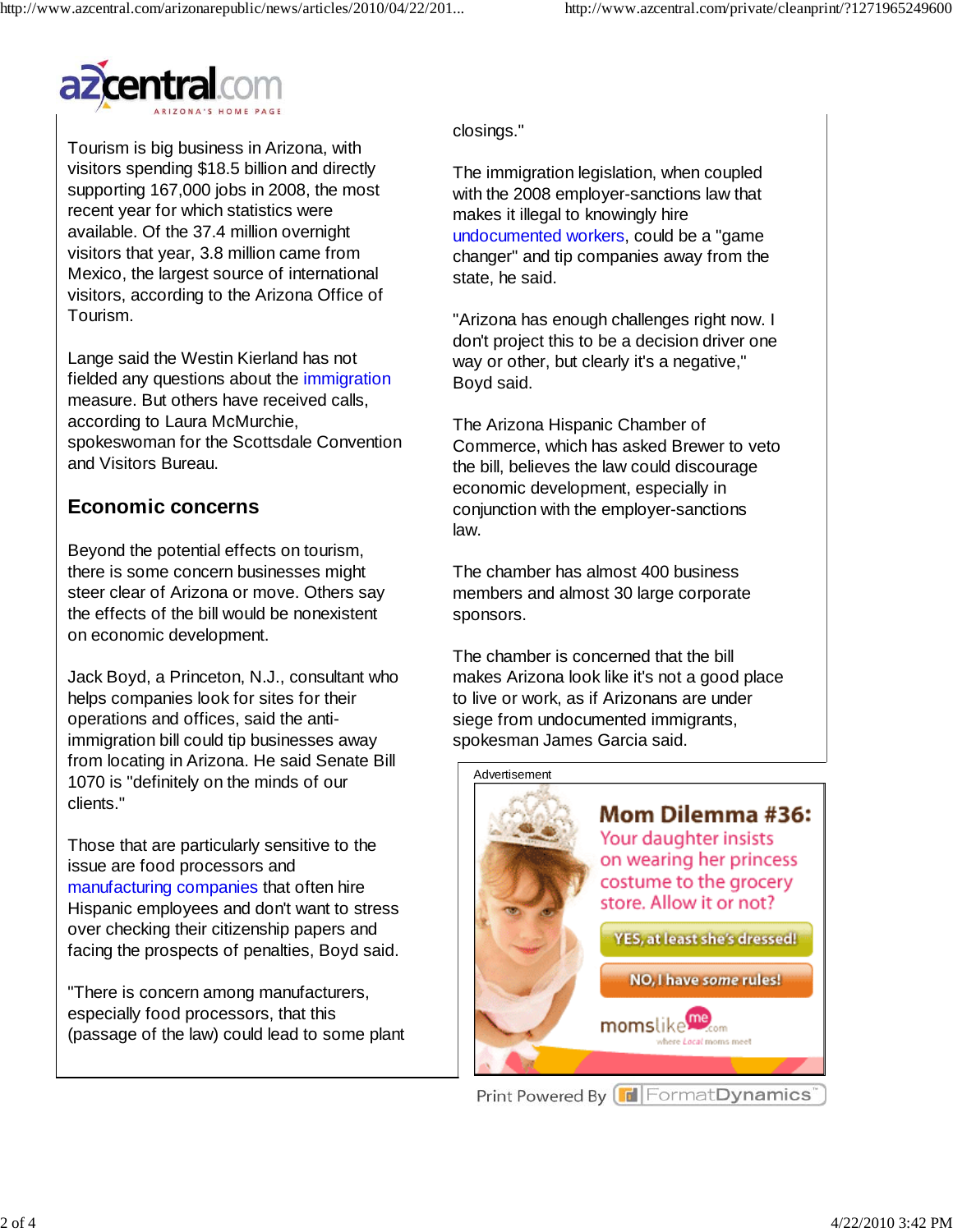Tourism is big business in Arizona, with visitors spending $18.5 billion and directly supporting 167,000 jobs in 2008, the most recent year for which statistics were available. Of the 37.4 million overnight visitors that year, 3.8 million came from Mexico, the largest source of international visitors, according to the Arizona Office of Tourism.

Lange said the Westin Kierland has not fielded any questions about the immigration measure. But others have received calls, according to Laura McMurchie, spokeswoman for the Scottsdale Convention and Visitors Bureau.

## Economic concerns

Beyond the potential effects on tourism, there is some concern businesses might steer clear of Arizona or move. Others say the effects of the bill would be nonexistent on economic development.

Jack Boyd, a Princeton, N.J., consultant who helps companies look for sites for their operations and offices, said the anti-immigration bill could tip businesses away from locating in Arizona. He said Senate Bill 1070 is "definitely on the minds of our clients."

Those that are particularly sensitive to the issue are food processors and manufacturing companies that often hire Hispanic employees and don't want to stress over checking their citizenship papers and facing the prospects of penalties, Boyd said.

"There is concern among manufacturers, especially food processors, that this (passage of the law) could lead to some plant closings."

The immigration legislation, when coupled with the 2008 employer-sanctions law that makes it illegal to knowingly hire undocumented workers, could be a "game changer" and tip companies away from the state, he said.

"Arizona has enough challenges right now. I don't project this to be a decision driver one way or other, but clearly it's a negative," Boyd said.

The Arizona Hispanic Chamber of Commerce, which has asked Brewer to veto the bill, believes the law could discourage economic development, especially in conjunction with the employer-sanctions law.

The chamber has almost 400 business members and almost 30 large corporate sponsors.

The chamber is concerned that the bill makes Arizona look like it's not a good place to live or work, as if Arizonans are under siege from undocumented immigrants, spokesman James Garcia said.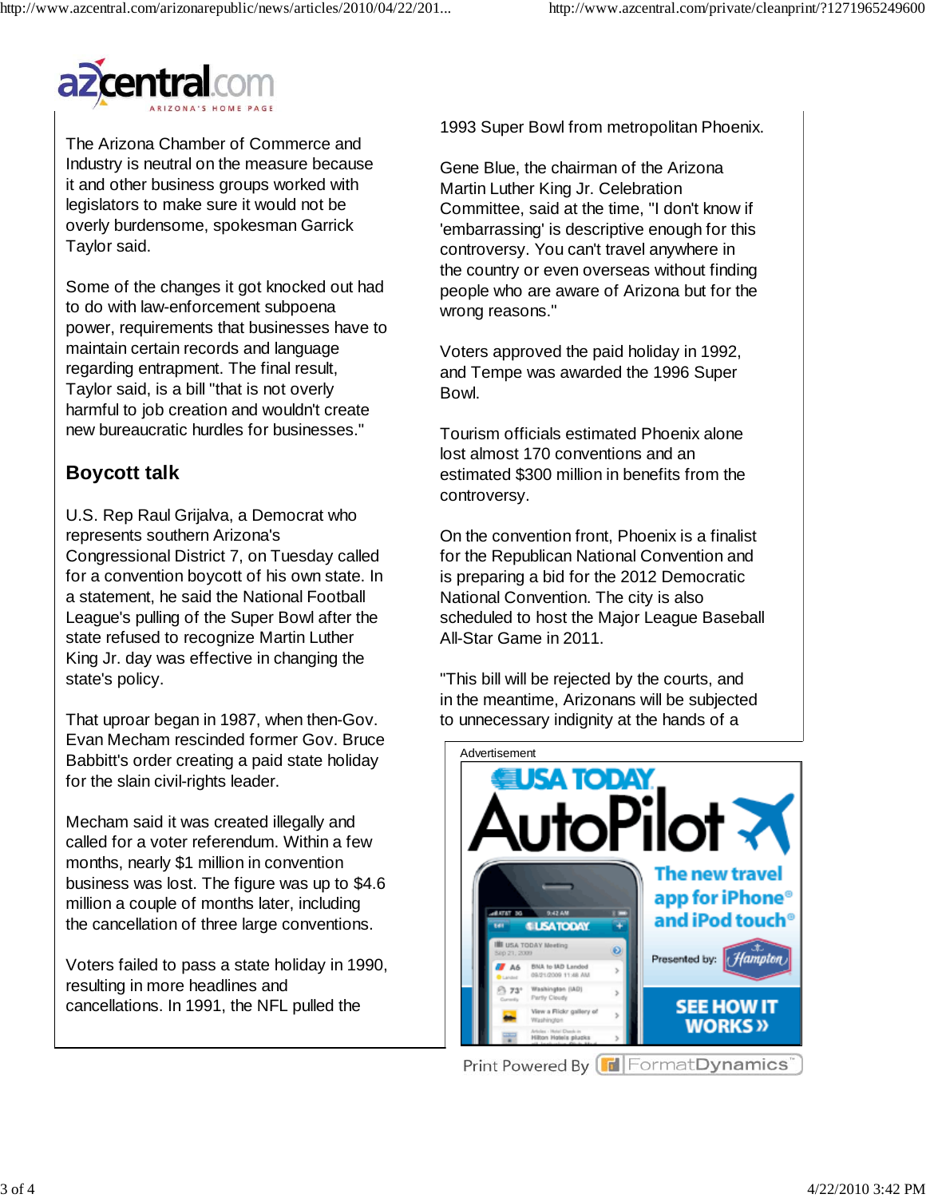The Arizona Chamber of Commerce and Industry is neutral on the measure because it and other business groups worked with legislators to make sure it would not be overly burdensome, spokesman Garrick Taylor said.

Some of the changes it got knocked out had to do with law-enforcement subpoena power, requirements that businesses have to maintain certain records and language regarding entrapment. The final result, Taylor said, is a bill "that is not overly harmful to job creation and wouldn't create new bureaucratic hurdles for businesses."

## Boycott talk

U.S. Rep Raul Grijalva, a Democrat who represents southern Arizona's Congressional District 7, on Tuesday called for a convention boycott of his own state. In a statement, he said the National Football League's pulling of the Super Bowl after the state refused to recognize Martin Luther King Jr. day was effective in changing the state's policy.

That uproar began in 1987, when then-Gov. Evan Mecham rescinded former Gov. Bruce Babbitt's order creating a paid state holiday for the slain civil-rights leader.

Mecham said it was created illegally and called for a voter referendum. Within a few months, nearly $1 million in convention business was lost. The figure was up to $4.6 million a couple of months later, including the cancellation of three large conventions.

Voters failed to pass a state holiday in 1990, resulting in more headlines and cancellations. In 1991, the NFL pulled the 1993 Super Bowl from metropolitan Phoenix.

Gene Blue, the chairman of the Arizona Martin Luther King Jr. Celebration Committee, said at the time, "I don't know if 'embarrassing' is descriptive enough for this controversy. You can't travel anywhere in the country or even overseas without finding people who are aware of Arizona but for the wrong reasons."

Voters approved the paid holiday in 1992, and Tempe was awarded the 1996 Super Bowl.

Tourism officials estimated Phoenix alone lost almost 170 conventions and an estimated $300 million in benefits from the controversy.

On the convention front, Phoenix is a finalist for the Republican National Convention and is preparing a bid for the 2012 Democratic National Convention. The city is also scheduled to host the Major League Baseball All-Star Game in 2011.

"This bill will be rejected by the courts, and in the meantime, Arizonans will be subjected to unnecessary indignity at the hands of a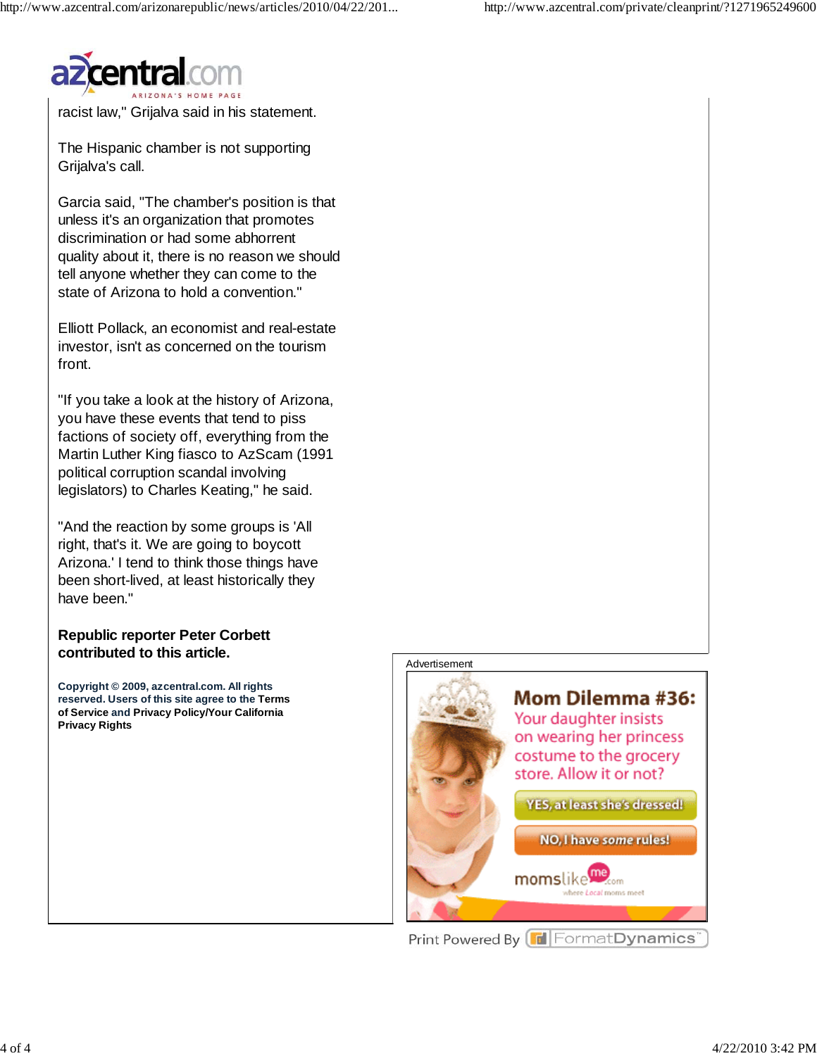racist law," Grijalva said in his statement.

The Hispanic chamber is not supporting Grijalva's call.

Garcia said, "The chamber's position is that unless it's an organization that promotes discrimination or had some abhorrent quality about it, there is no reason we should tell anyone whether they can come to the state of Arizona to hold a convention."

Elliott Pollack, an economist and real-estate investor, isn't as concerned on the tourism front.

"If you take a look at the history of Arizona, you have these events that tend to piss factions of society off, everything from the Martin Luther King fiasco to AzScam (1991 political corruption scandal involving legislators) to Charles Keating," he said.

"And the reaction by some groups is 'All right, that's it. We are going to boycott Arizona.' I tend to think those things have been short-lived, at least historically they have been."

**Republic reporter Peter Corbett contributed to this article.**

**Copyright © 2009, azcentral.com. All rights reserved. Users of this site agree to the Terms of Service and Privacy Policy/Your California Privacy Rights**